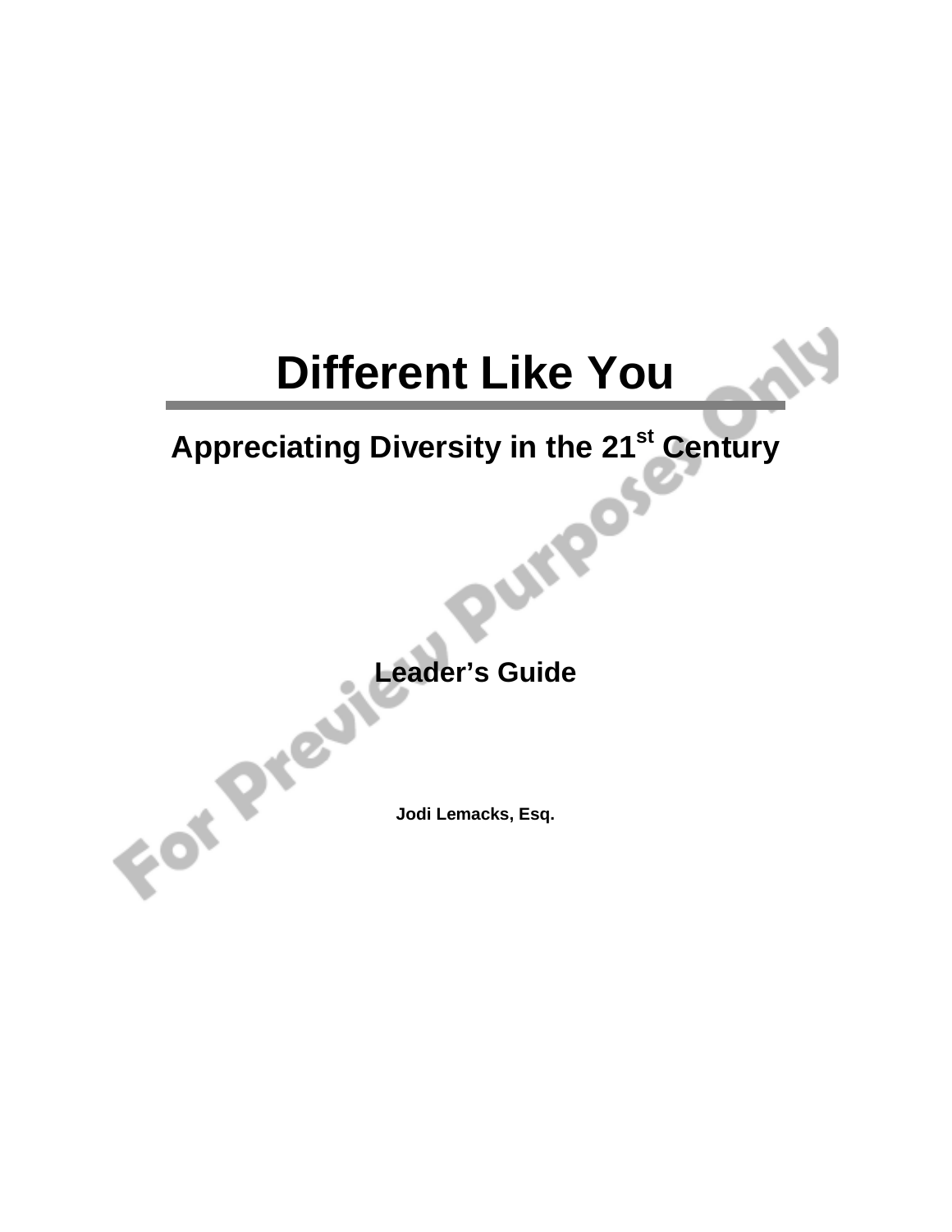# Different Like You

## Appreciating Diversity in the 21st Century

**Leader's Guide**

**Jodi Lemacks, Esq.**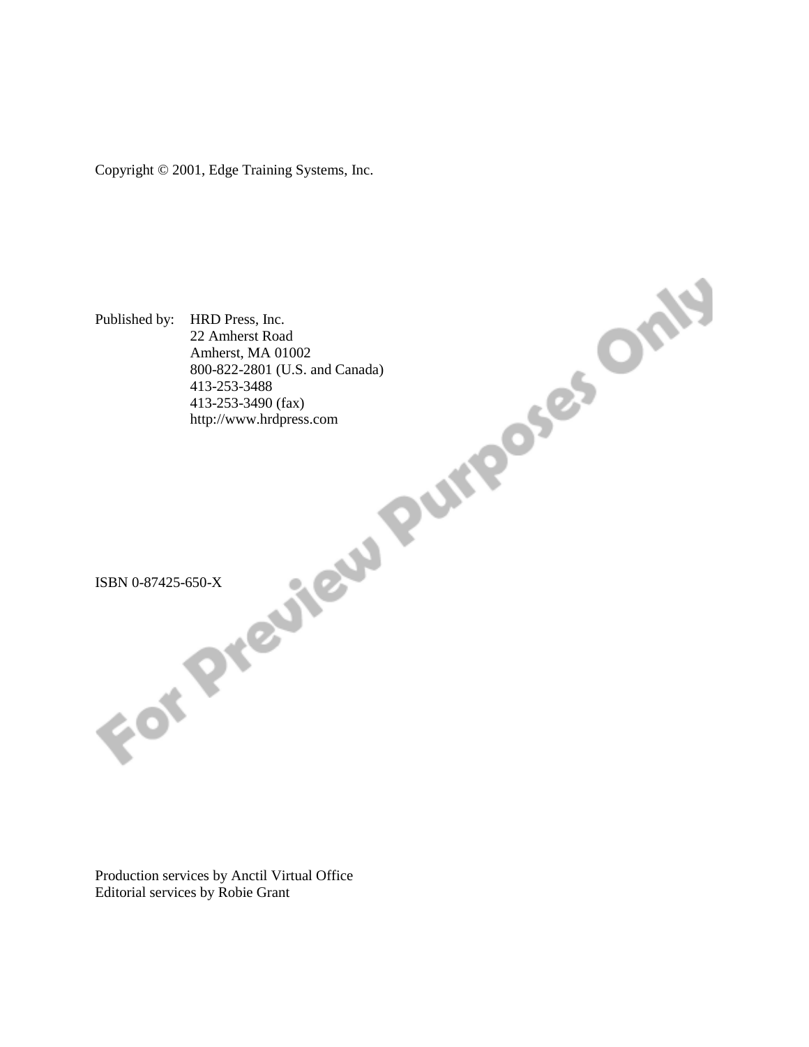Copyright © 2001, Edge Training Systems, Inc.

Published by: HRD Press, Inc.
22 Amherst Road
Amherst, MA 01002
800-822-2801 (U.S. and Canada)
413-253-3488
413-253-3490 (fax)
http://www.hrdpress.com

ISBN 0-87425-650-X

Production services by Anctil Virtual Office
Editorial services by Robie Grant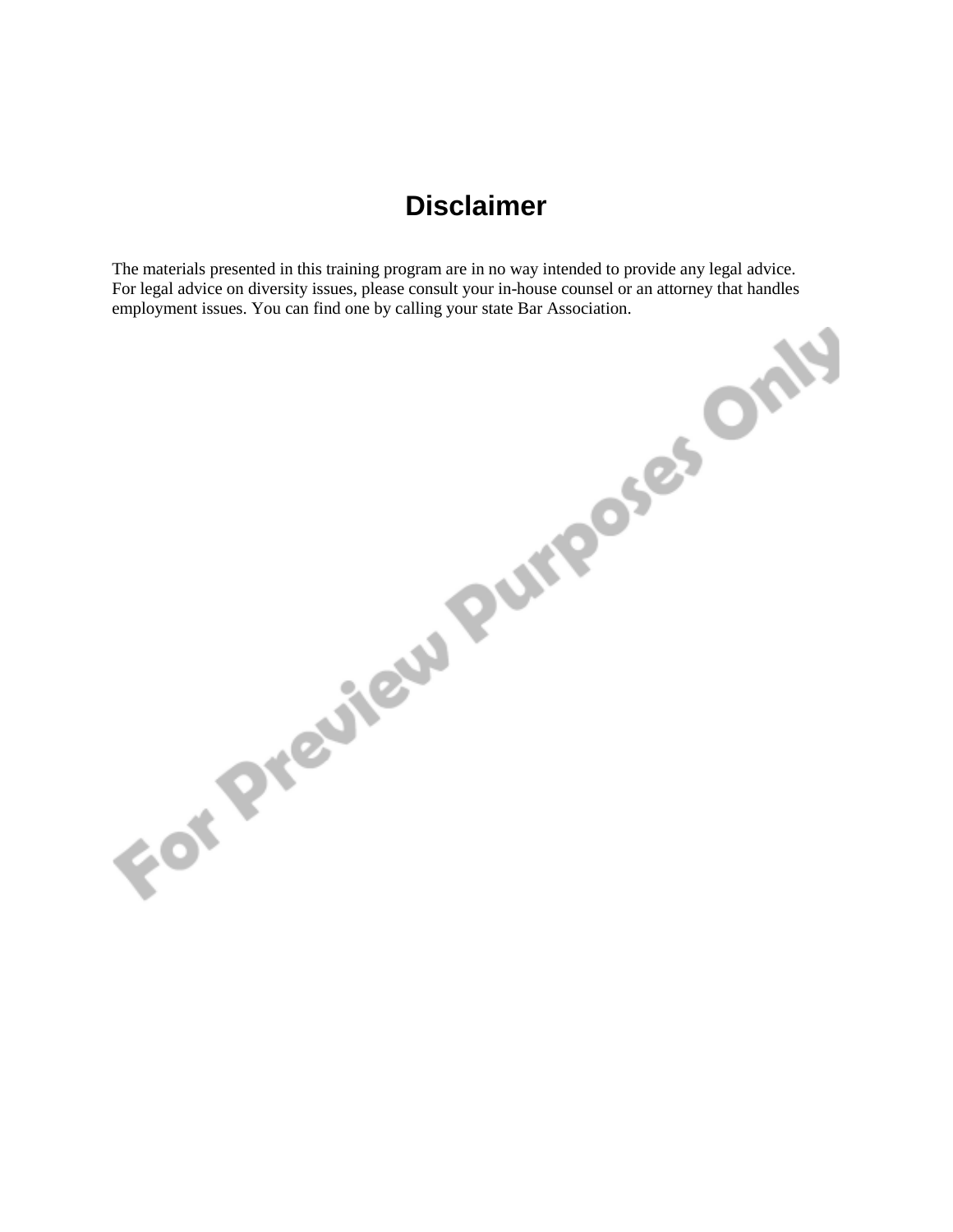# Disclaimer

The materials presented in this training program are in no way intended to provide any legal advice. For legal advice on diversity issues, please consult your in-house counsel or an attorney that handles employment issues. You can find one by calling your state Bar Association.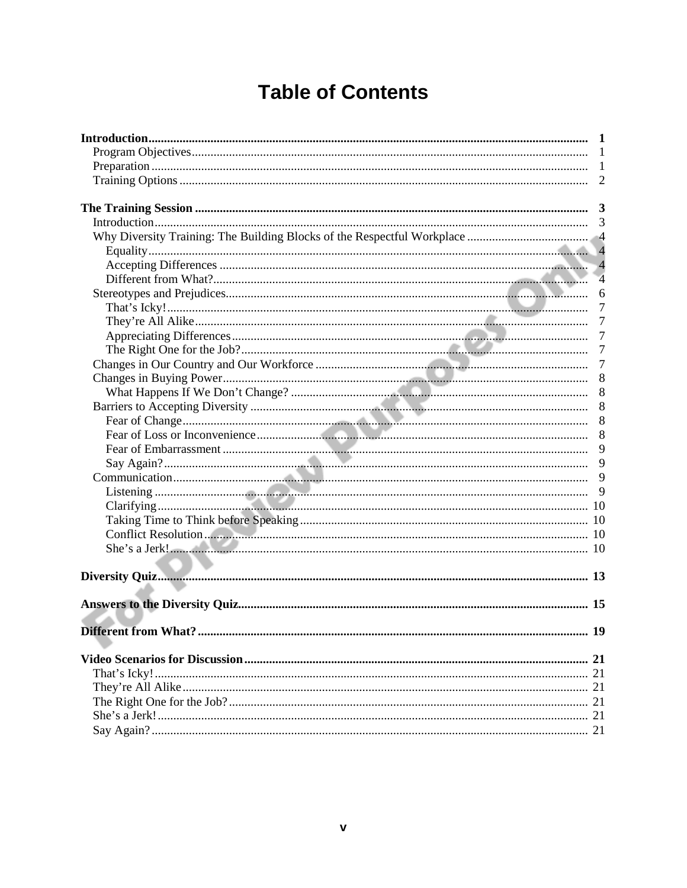# Table of Contents

| | |
|---|---|
| **Introduction** | **1** |
| Program Objectives | 1 |
| Preparation | 1 |
| Training Options | 2 |
| **The Training Session** | **3** |
| Introduction | 3 |
| Why Diversity Training: The Building Blocks of the Respectful Workplace | 4 |
| Equality | 4 |
| Accepting Differences | 4 |
| Different from What? | 4 |
| Stereotypes and Prejudices | 6 |
| That's Icky! | 7 |
| They're All Alike | 7 |
| Appreciating Differences | 7 |
| The Right One for the Job? | 7 |
| Changes in Our Country and Our Workforce | 7 |
| Changes in Buying Power | 8 |
| What Happens If We Don't Change? | 8 |
| Barriers to Accepting Diversity | 8 |
| Fear of Change | 8 |
| Fear of Loss or Inconvenience | 8 |
| Fear of Embarrassment | 9 |
| Say Again? | 9 |
| Communication | 9 |
| Listening | 9 |
| Clarifying | 10 |
| Taking Time to Think before Speaking | 10 |
| Conflict Resolution | 10 |
| She's a Jerk! | 10 |
| **Diversity Quiz** | **13** |
| **Answers to the Diversity Quiz** | **15** |
| **Different from What?** | **19** |
| **Video Scenarios for Discussion** | **21** |
| That's Icky! | 21 |
| They're All Alike | 21 |
| The Right One for the Job? | 21 |
| She's a Jerk! | 21 |
| Say Again? | 21 |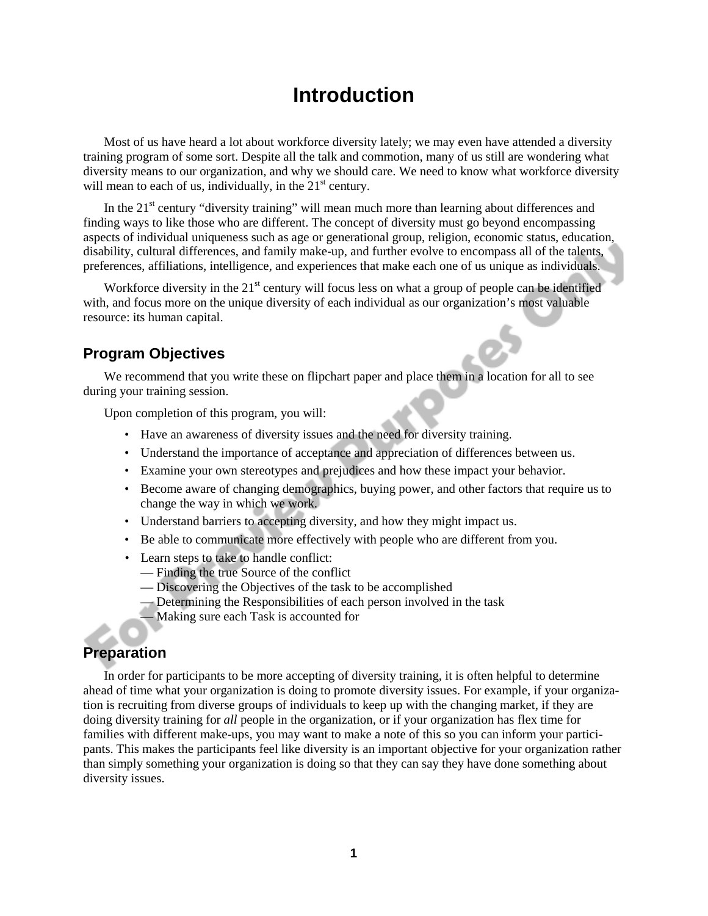# Introduction

Most of us have heard a lot about workforce diversity lately; we may even have attended a diversity training program of some sort. Despite all the talk and commotion, many of us still are wondering what diversity means to our organization, and why we should care. We need to know what workforce diversity will mean to each of us, individually, in the 21st century.

In the 21st century "diversity training" will mean much more than learning about differences and finding ways to like those who are different. The concept of diversity must go beyond encompassing aspects of individual uniqueness such as age or generational group, religion, economic status, education, disability, cultural differences, and family make-up, and further evolve to encompass all of the talents, preferences, affiliations, intelligence, and experiences that make each one of us unique as individuals.

Workforce diversity in the 21st century will focus less on what a group of people can be identified with, and focus more on the unique diversity of each individual as our organization's most valuable resource: its human capital.

## Program Objectives

We recommend that you write these on flipchart paper and place them in a location for all to see during your training session.

Upon completion of this program, you will:

- Have an awareness of diversity issues and the need for diversity training.
- Understand the importance of acceptance and appreciation of differences between us.
- Examine your own stereotypes and prejudices and how these impact your behavior.
- Become aware of changing demographics, buying power, and other factors that require us to change the way in which we work.
- Understand barriers to accepting diversity, and how they might impact us.
- Be able to communicate more effectively with people who are different from you.
- Learn steps to take to handle conflict:
  — Finding the true Source of the conflict
  — Discovering the Objectives of the task to be accomplished
  — Determining the Responsibilities of each person involved in the task
  — Making sure each Task is accounted for

## Preparation

In order for participants to be more accepting of diversity training, it is often helpful to determine ahead of time what your organization is doing to promote diversity issues. For example, if your organization is recruiting from diverse groups of individuals to keep up with the changing market, if they are doing diversity training for *all* people in the organization, or if your organization has flex time for families with different make-ups, you may want to make a note of this so you can inform your participants. This makes the participants feel like diversity is an important objective for your organization rather than simply something your organization is doing so that they can say they have done something about diversity issues.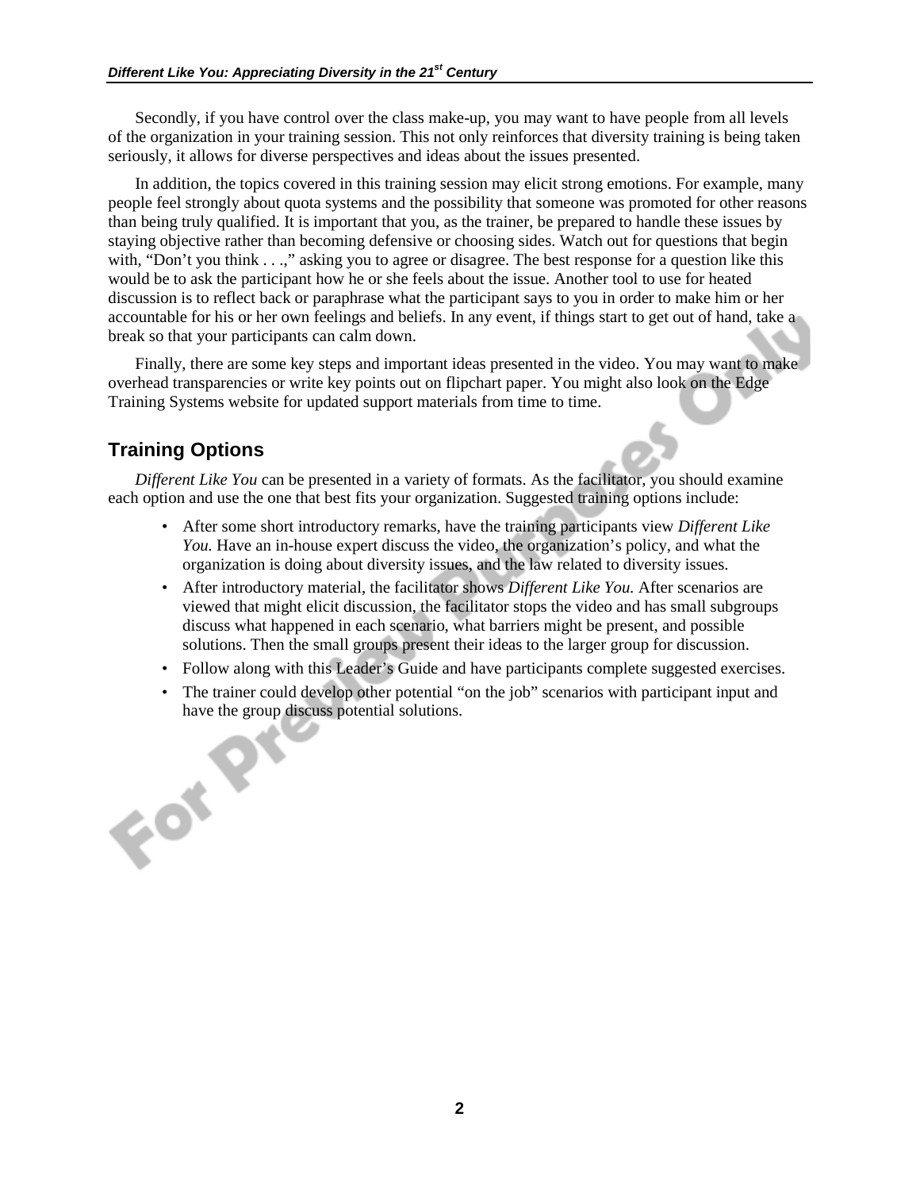Secondly, if you have control over the class make-up, you may want to have people from all levels of the organization in your training session. This not only reinforces that diversity training is being taken seriously, it allows for diverse perspectives and ideas about the issues presented.

In addition, the topics covered in this training session may elicit strong emotions. For example, many people feel strongly about quota systems and the possibility that someone was promoted for other reasons than being truly qualified. It is important that you, as the trainer, be prepared to handle these issues by staying objective rather than becoming defensive or choosing sides. Watch out for questions that begin with, "Don't you think . . .," asking you to agree or disagree. The best response for a question like this would be to ask the participant how he or she feels about the issue. Another tool to use for heated discussion is to reflect back or paraphrase what the participant says to you in order to make him or her accountable for his or her own feelings and beliefs. In any event, if things start to get out of hand, take a break so that your participants can calm down.

Finally, there are some key steps and important ideas presented in the video. You may want to make overhead transparencies or write key points out on flipchart paper. You might also look on the Edge Training Systems website for updated support materials from time to time.

## Training Options

*Different Like You* can be presented in a variety of formats. As the facilitator, you should examine each option and use the one that best fits your organization. Suggested training options include:

- After some short introductory remarks, have the training participants view *Different Like You.* Have an in-house expert discuss the video, the organization's policy, and what the organization is doing about diversity issues, and the law related to diversity issues.
- After introductory material, the facilitator shows *Different Like You.* After scenarios are viewed that might elicit discussion, the facilitator stops the video and has small subgroups discuss what happened in each scenario, what barriers might be present, and possible solutions. Then the small groups present their ideas to the larger group for discussion.
- Follow along with this Leader's Guide and have participants complete suggested exercises.
- The trainer could develop other potential "on the job" scenarios with participant input and have the group discuss potential solutions.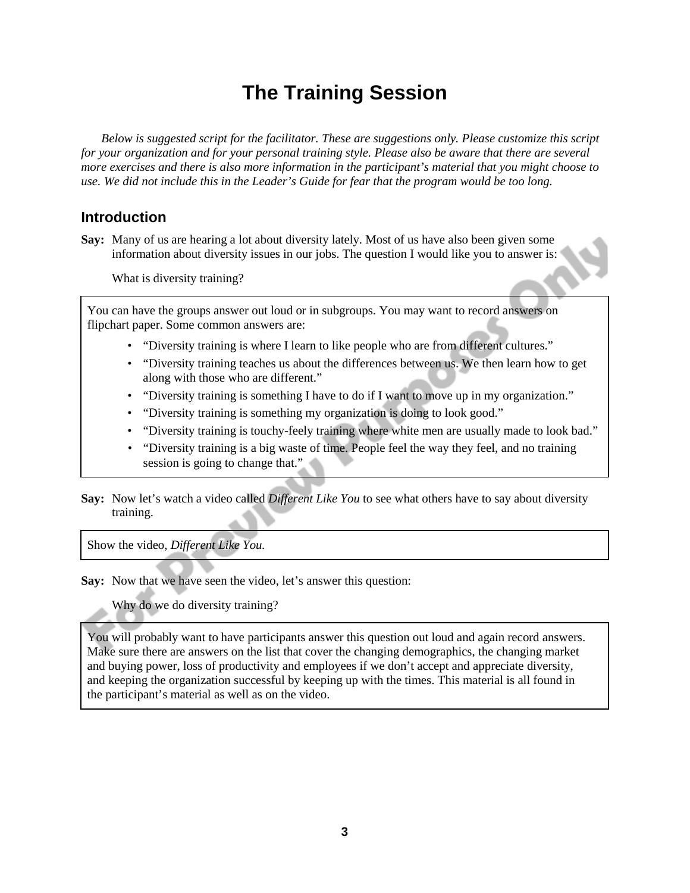# The Training Session

*Below is suggested script for the facilitator. These are suggestions only. Please customize this script for your organization and for your personal training style. Please also be aware that there are several more exercises and there is also more information in the participant's material that you might choose to use. We did not include this in the Leader's Guide for fear that the program would be too long.*

## Introduction

**Say:** Many of us are hearing a lot about diversity lately. Most of us have also been given some information about diversity issues in our jobs. The question I would like you to answer is:

What is diversity training?

> You can have the groups answer out loud or in subgroups. You may want to record answers on flipchart paper. Some common answers are:
>
> - "Diversity training is where I learn to like people who are from different cultures."
> - "Diversity training teaches us about the differences between us. We then learn how to get along with those who are different."
> - "Diversity training is something I have to do if I want to move up in my organization."
> - "Diversity training is something my organization is doing to look good."
> - "Diversity training is touchy-feely training where white men are usually made to look bad."
> - "Diversity training is a big waste of time. People feel the way they feel, and no training session is going to change that."

**Say:** Now let's watch a video called *Different Like You* to see what others have to say about diversity training.

> Show the video, *Different Like You.*

**Say:** Now that we have seen the video, let's answer this question:

Why do we do diversity training?

> You will probably want to have participants answer this question out loud and again record answers. Make sure there are answers on the list that cover the changing demographics, the changing market and buying power, loss of productivity and employees if we don't accept and appreciate diversity, and keeping the organization successful by keeping up with the times. This material is all found in the participant's material as well as on the video.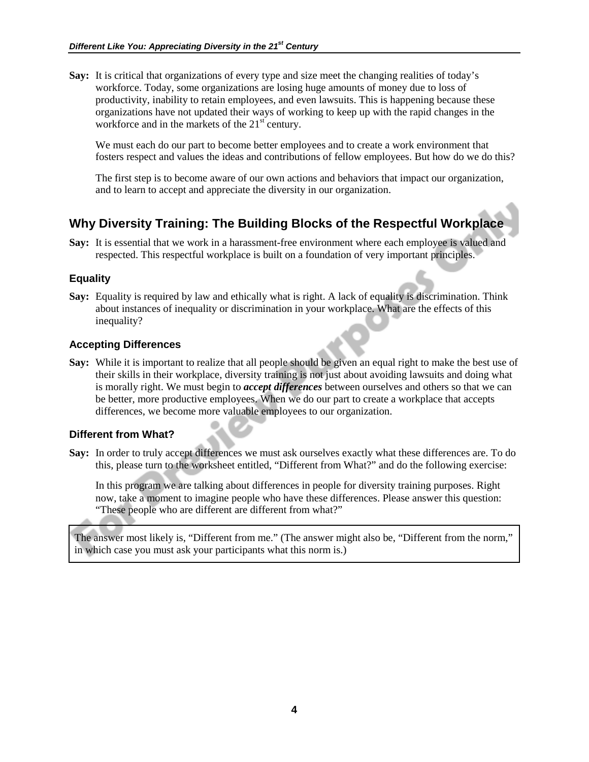**Say:** It is critical that organizations of every type and size meet the changing realities of today's workforce. Today, some organizations are losing huge amounts of money due to loss of productivity, inability to retain employees, and even lawsuits. This is happening because these organizations have not updated their ways of working to keep up with the rapid changes in the workforce and in the markets of the 21st century.

We must each do our part to become better employees and to create a work environment that fosters respect and values the ideas and contributions of fellow employees. But how do we do this?

The first step is to become aware of our own actions and behaviors that impact our organization, and to learn to accept and appreciate the diversity in our organization.

## Why Diversity Training: The Building Blocks of the Respectful Workplace

**Say:** It is essential that we work in a harassment-free environment where each employee is valued and respected. This respectful workplace is built on a foundation of very important principles.

### Equality

**Say:** Equality is required by law and ethically what is right. A lack of equality is discrimination. Think about instances of inequality or discrimination in your workplace. What are the effects of this inequality?

### Accepting Differences

**Say:** While it is important to realize that all people should be given an equal right to make the best use of their skills in their workplace, diversity training is not just about avoiding lawsuits and doing what is morally right. We must begin to ***accept differences*** between ourselves and others so that we can be better, more productive employees. When we do our part to create a workplace that accepts differences, we become more valuable employees to our organization.

### Different from What?

**Say:** In order to truly accept differences we must ask ourselves exactly what these differences are. To do this, please turn to the worksheet entitled, "Different from What?" and do the following exercise:

In this program we are talking about differences in people for diversity training purposes. Right now, take a moment to imagine people who have these differences. Please answer this question: "These people who are different are different from what?"

> The answer most likely is, "Different from me." (The answer might also be, "Different from the norm," in which case you must ask your participants what this norm is.)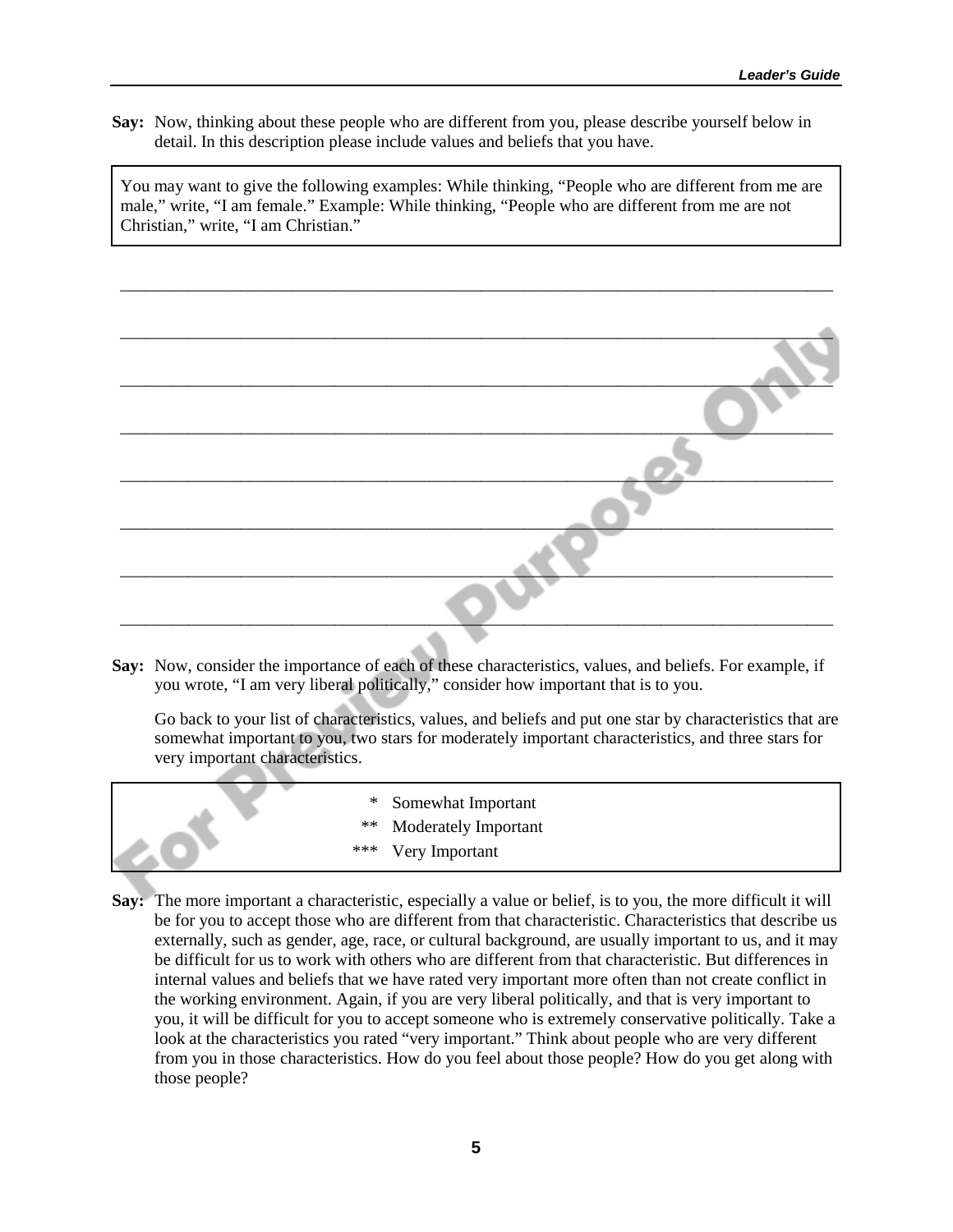**Say:** Now, thinking about these people who are different from you, please describe yourself below in detail. In this description please include values and beliefs that you have.

> You may want to give the following examples: While thinking, "People who are different from me are male," write, "I am female." Example: While thinking, "People who are different from me are not Christian," write, "I am Christian."

________________________________________________________________________________

________________________________________________________________________________

________________________________________________________________________________

________________________________________________________________________________

________________________________________________________________________________

________________________________________________________________________________

________________________________________________________________________________

________________________________________________________________________________

**Say:** Now, consider the importance of each of these characteristics, values, and beliefs. For example, if you wrote, "I am very liberal politically," consider how important that is to you.

Go back to your list of characteristics, values, and beliefs and put one star by characteristics that are somewhat important to you, two stars for moderately important characteristics, and three stars for very important characteristics.

> \* Somewhat Important
> \*\* Moderately Important
> \*\*\* Very Important

**Say:** The more important a characteristic, especially a value or belief, is to you, the more difficult it will be for you to accept those who are different from that characteristic. Characteristics that describe us externally, such as gender, age, race, or cultural background, are usually important to us, and it may be difficult for us to work with others who are different from that characteristic. But differences in internal values and beliefs that we have rated very important more often than not create conflict in the working environment. Again, if you are very liberal politically, and that is very important to you, it will be difficult for you to accept someone who is extremely conservative politically. Take a look at the characteristics you rated "very important." Think about people who are very different from you in those characteristics. How do you feel about those people? How do you get along with those people?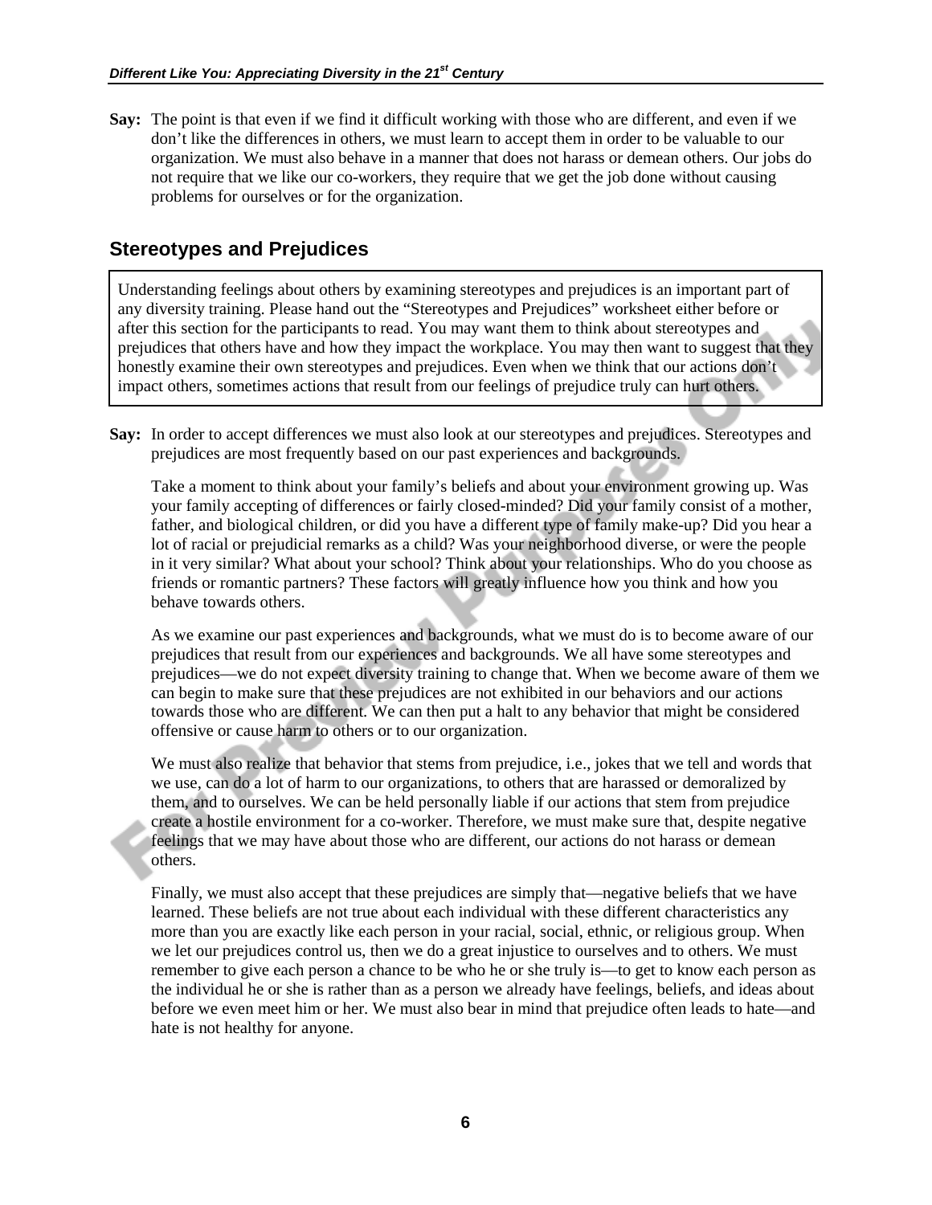**Say:** The point is that even if we find it difficult working with those who are different, and even if we don't like the differences in others, we must learn to accept them in order to be valuable to our organization. We must also behave in a manner that does not harass or demean others. Our jobs do not require that we like our co-workers, they require that we get the job done without causing problems for ourselves or for the organization.

## Stereotypes and Prejudices

> Understanding feelings about others by examining stereotypes and prejudices is an important part of any diversity training. Please hand out the "Stereotypes and Prejudices" worksheet either before or after this section for the participants to read. You may want them to think about stereotypes and prejudices that others have and how they impact the workplace. You may then want to suggest that they honestly examine their own stereotypes and prejudices. Even when we think that our actions don't impact others, sometimes actions that result from our feelings of prejudice truly can hurt others.

**Say:** In order to accept differences we must also look at our stereotypes and prejudices. Stereotypes and prejudices are most frequently based on our past experiences and backgrounds.

Take a moment to think about your family's beliefs and about your environment growing up. Was your family accepting of differences or fairly closed-minded? Did your family consist of a mother, father, and biological children, or did you have a different type of family make-up? Did you hear a lot of racial or prejudicial remarks as a child? Was your neighborhood diverse, or were the people in it very similar? What about your school? Think about your relationships. Who do you choose as friends or romantic partners? These factors will greatly influence how you think and how you behave towards others.

As we examine our past experiences and backgrounds, what we must do is to become aware of our prejudices that result from our experiences and backgrounds. We all have some stereotypes and prejudices—we do not expect diversity training to change that. When we become aware of them we can begin to make sure that these prejudices are not exhibited in our behaviors and our actions towards those who are different. We can then put a halt to any behavior that might be considered offensive or cause harm to others or to our organization.

We must also realize that behavior that stems from prejudice, i.e., jokes that we tell and words that we use, can do a lot of harm to our organizations, to others that are harassed or demoralized by them, and to ourselves. We can be held personally liable if our actions that stem from prejudice create a hostile environment for a co-worker. Therefore, we must make sure that, despite negative feelings that we may have about those who are different, our actions do not harass or demean others.

Finally, we must also accept that these prejudices are simply that—negative beliefs that we have learned. These beliefs are not true about each individual with these different characteristics any more than you are exactly like each person in your racial, social, ethnic, or religious group. When we let our prejudices control us, then we do a great injustice to ourselves and to others. We must remember to give each person a chance to be who he or she truly is—to get to know each person as the individual he or she is rather than as a person we already have feelings, beliefs, and ideas about before we even meet him or her. We must also bear in mind that prejudice often leads to hate—and hate is not healthy for anyone.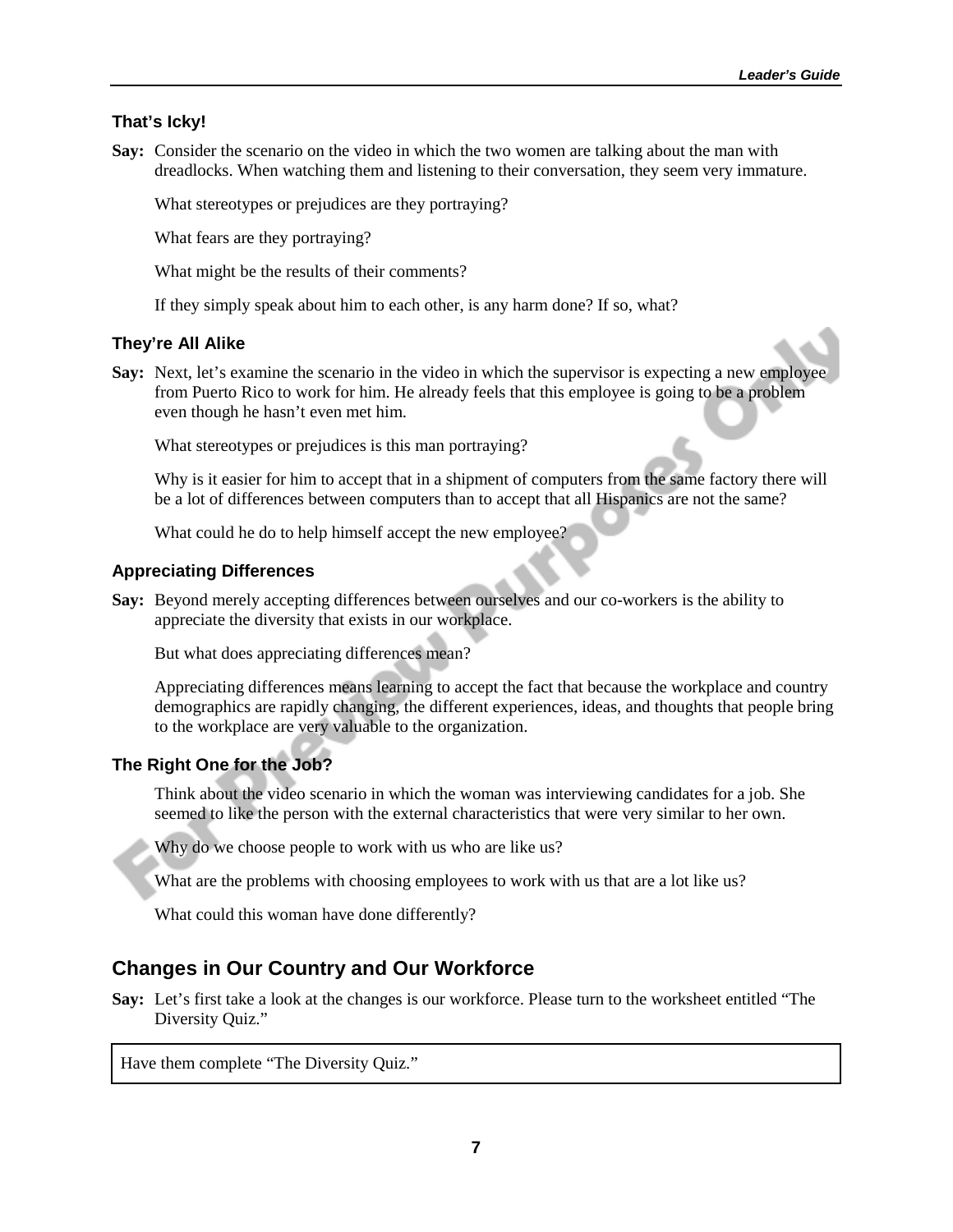### That's Icky!

**Say:** Consider the scenario on the video in which the two women are talking about the man with dreadlocks. When watching them and listening to their conversation, they seem very immature.

What stereotypes or prejudices are they portraying?

What fears are they portraying?

What might be the results of their comments?

If they simply speak about him to each other, is any harm done? If so, what?

### They're All Alike

**Say:** Next, let's examine the scenario in the video in which the supervisor is expecting a new employee from Puerto Rico to work for him. He already feels that this employee is going to be a problem even though he hasn't even met him.

What stereotypes or prejudices is this man portraying?

Why is it easier for him to accept that in a shipment of computers from the same factory there will be a lot of differences between computers than to accept that all Hispanics are not the same?

What could he do to help himself accept the new employee?

### Appreciating Differences

**Say:** Beyond merely accepting differences between ourselves and our co-workers is the ability to appreciate the diversity that exists in our workplace.

But what does appreciating differences mean?

Appreciating differences means learning to accept the fact that because the workplace and country demographics are rapidly changing, the different experiences, ideas, and thoughts that people bring to the workplace are very valuable to the organization.

### The Right One for the Job?

Think about the video scenario in which the woman was interviewing candidates for a job. She seemed to like the person with the external characteristics that were very similar to her own.

Why do we choose people to work with us who are like us?

What are the problems with choosing employees to work with us that are a lot like us?

What could this woman have done differently?

## Changes in Our Country and Our Workforce

**Say:** Let's first take a look at the changes is our workforce. Please turn to the worksheet entitled "The Diversity Quiz."

| Have them complete "The Diversity Quiz." |
| --- |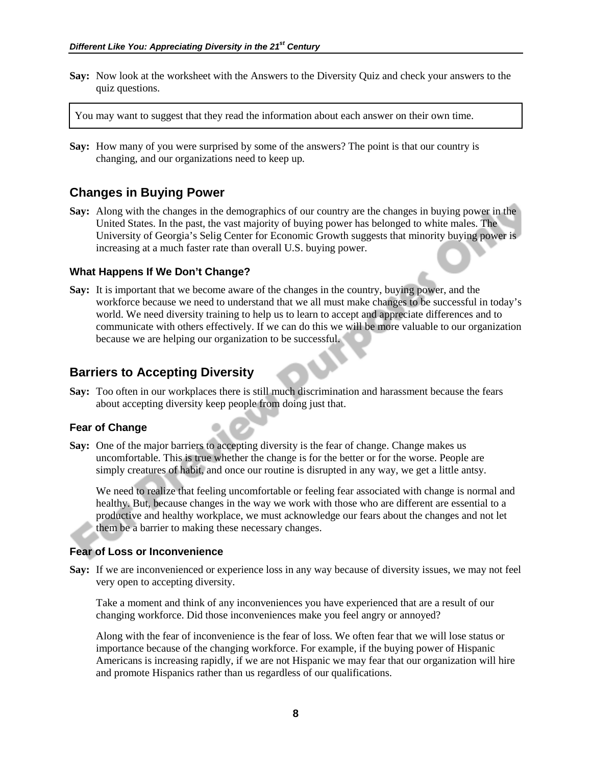**Say:** Now look at the worksheet with the Answers to the Diversity Quiz and check your answers to the quiz questions.

> You may want to suggest that they read the information about each answer on their own time.

**Say:** How many of you were surprised by some of the answers? The point is that our country is changing, and our organizations need to keep up.

## Changes in Buying Power

**Say:** Along with the changes in the demographics of our country are the changes in buying power in the United States. In the past, the vast majority of buying power has belonged to white males. The University of Georgia's Selig Center for Economic Growth suggests that minority buying power is increasing at a much faster rate than overall U.S. buying power.

### What Happens If We Don't Change?

**Say:** It is important that we become aware of the changes in the country, buying power, and the workforce because we need to understand that we all must make changes to be successful in today's world. We need diversity training to help us to learn to accept and appreciate differences and to communicate with others effectively. If we can do this we will be more valuable to our organization because we are helping our organization to be successful.

## Barriers to Accepting Diversity

**Say:** Too often in our workplaces there is still much discrimination and harassment because the fears about accepting diversity keep people from doing just that.

### Fear of Change

**Say:** One of the major barriers to accepting diversity is the fear of change. Change makes us uncomfortable. This is true whether the change is for the better or for the worse. People are simply creatures of habit, and once our routine is disrupted in any way, we get a little antsy.

We need to realize that feeling uncomfortable or feeling fear associated with change is normal and healthy. But, because changes in the way we work with those who are different are essential to a productive and healthy workplace, we must acknowledge our fears about the changes and not let them be a barrier to making these necessary changes.

### Fear of Loss or Inconvenience

**Say:** If we are inconvenienced or experience loss in any way because of diversity issues, we may not feel very open to accepting diversity.

Take a moment and think of any inconveniences you have experienced that are a result of our changing workforce. Did those inconveniences make you feel angry or annoyed?

Along with the fear of inconvenience is the fear of loss. We often fear that we will lose status or importance because of the changing workforce. For example, if the buying power of Hispanic Americans is increasing rapidly, if we are not Hispanic we may fear that our organization will hire and promote Hispanics rather than us regardless of our qualifications.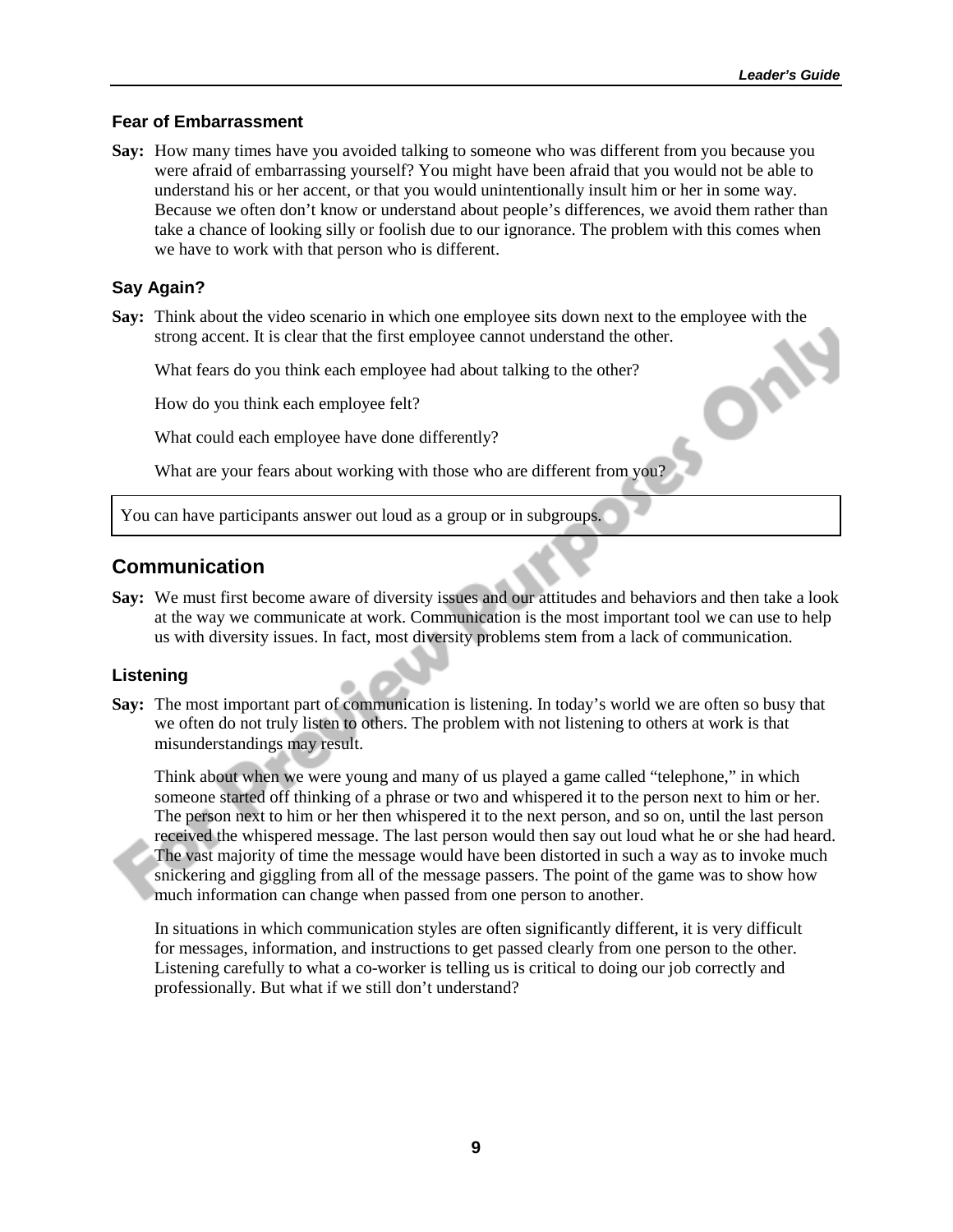### Fear of Embarrassment

**Say:** How many times have you avoided talking to someone who was different from you because you were afraid of embarrassing yourself? You might have been afraid that you would not be able to understand his or her accent, or that you would unintentionally insult him or her in some way. Because we often don't know or understand about people's differences, we avoid them rather than take a chance of looking silly or foolish due to our ignorance. The problem with this comes when we have to work with that person who is different.

### Say Again?

**Say:** Think about the video scenario in which one employee sits down next to the employee with the strong accent. It is clear that the first employee cannot understand the other.

What fears do you think each employee had about talking to the other?

How do you think each employee felt?

What could each employee have done differently?

What are your fears about working with those who are different from you?

> You can have participants answer out loud as a group or in subgroups.

## Communication

**Say:** We must first become aware of diversity issues and our attitudes and behaviors and then take a look at the way we communicate at work. Communication is the most important tool we can use to help us with diversity issues. In fact, most diversity problems stem from a lack of communication.

### Listening

**Say:** The most important part of communication is listening. In today's world we are often so busy that we often do not truly listen to others. The problem with not listening to others at work is that misunderstandings may result.

Think about when we were young and many of us played a game called "telephone," in which someone started off thinking of a phrase or two and whispered it to the person next to him or her. The person next to him or her then whispered it to the next person, and so on, until the last person received the whispered message. The last person would then say out loud what he or she had heard. The vast majority of time the message would have been distorted in such a way as to invoke much snickering and giggling from all of the message passers. The point of the game was to show how much information can change when passed from one person to another.

In situations in which communication styles are often significantly different, it is very difficult for messages, information, and instructions to get passed clearly from one person to the other. Listening carefully to what a co-worker is telling us is critical to doing our job correctly and professionally. But what if we still don't understand?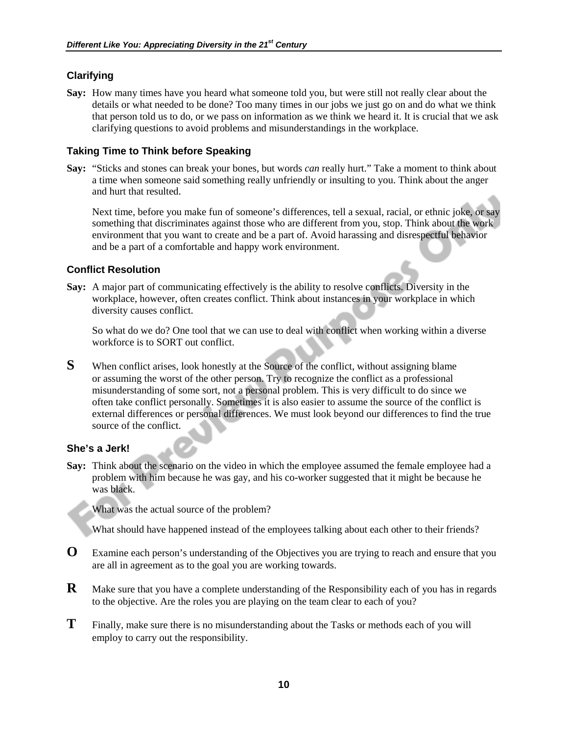### Clarifying

**Say:** How many times have you heard what someone told you, but were still not really clear about the details or what needed to be done? Too many times in our jobs we just go on and do what we think that person told us to do, or we pass on information as we think we heard it. It is crucial that we ask clarifying questions to avoid problems and misunderstandings in the workplace.

### Taking Time to Think before Speaking

**Say:** "Sticks and stones can break your bones, but words *can* really hurt." Take a moment to think about a time when someone said something really unfriendly or insulting to you. Think about the anger and hurt that resulted.

Next time, before you make fun of someone's differences, tell a sexual, racial, or ethnic joke, or say something that discriminates against those who are different from you, stop. Think about the work environment that you want to create and be a part of. Avoid harassing and disrespectful behavior and be a part of a comfortable and happy work environment.

### Conflict Resolution

**Say:** A major part of communicating effectively is the ability to resolve conflicts. Diversity in the workplace, however, often creates conflict. Think about instances in your workplace in which diversity causes conflict.

So what do we do? One tool that we can use to deal with conflict when working within a diverse workforce is to SORT out conflict.

**S** When conflict arises, look honestly at the Source of the conflict, without assigning blame or assuming the worst of the other person. Try to recognize the conflict as a professional misunderstanding of some sort, not a personal problem. This is very difficult to do since we often take conflict personally. Sometimes it is also easier to assume the source of the conflict is external differences or personal differences. We must look beyond our differences to find the true source of the conflict.

### She's a Jerk!

**Say:** Think about the scenario on the video in which the employee assumed the female employee had a problem with him because he was gay, and his co-worker suggested that it might be because he was black.

What was the actual source of the problem?

What should have happened instead of the employees talking about each other to their friends?

**O** Examine each person's understanding of the Objectives you are trying to reach and ensure that you are all in agreement as to the goal you are working towards.

**R** Make sure that you have a complete understanding of the Responsibility each of you has in regards to the objective. Are the roles you are playing on the team clear to each of you?

**T** Finally, make sure there is no misunderstanding about the Tasks or methods each of you will employ to carry out the responsibility.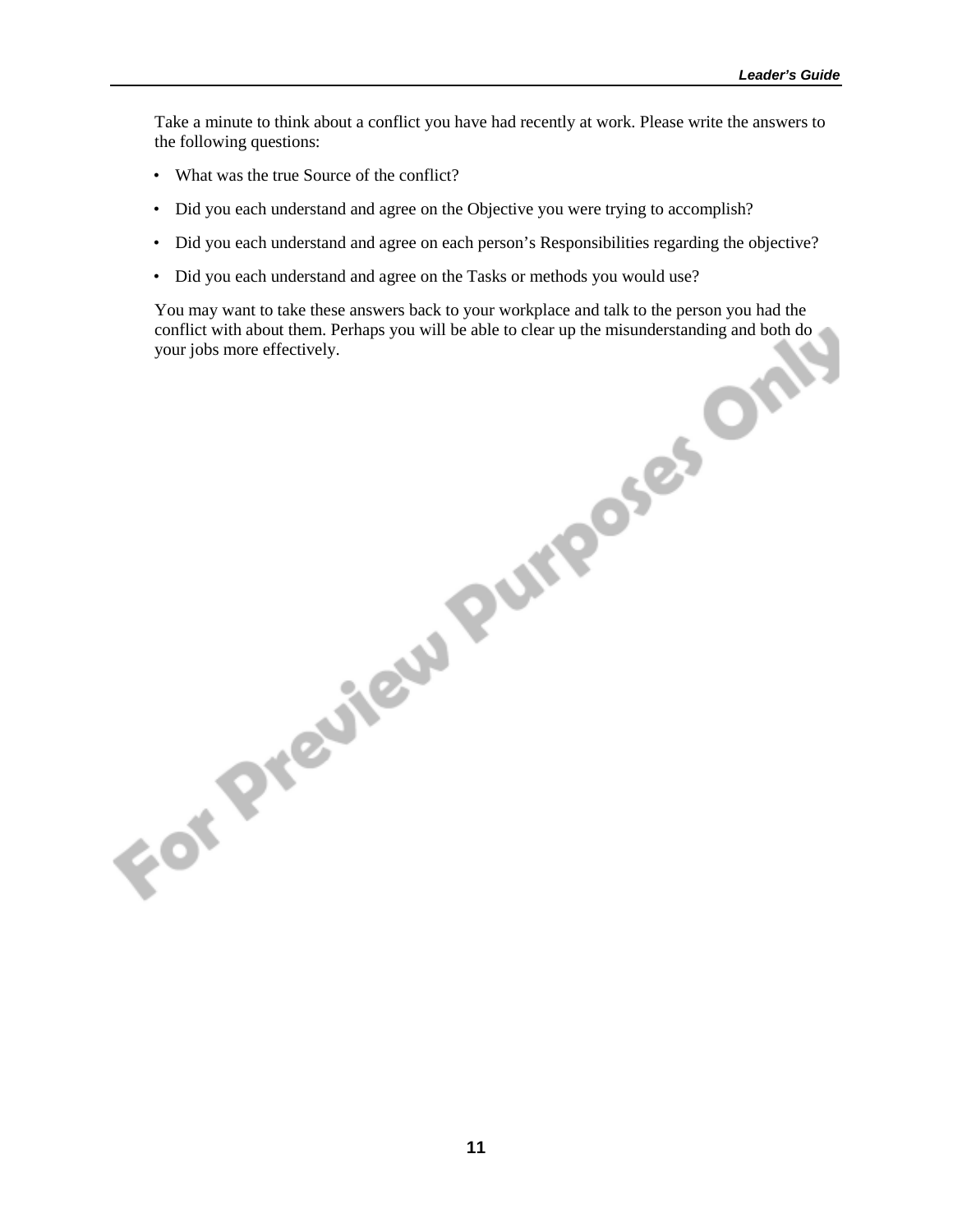Take a minute to think about a conflict you have had recently at work. Please write the answers to the following questions:

- What was the true Source of the conflict?
- Did you each understand and agree on the Objective you were trying to accomplish?
- Did you each understand and agree on each person's Responsibilities regarding the objective?
- Did you each understand and agree on the Tasks or methods you would use?

You may want to take these answers back to your workplace and talk to the person you had the conflict with about them. Perhaps you will be able to clear up the misunderstanding and both do your jobs more effectively.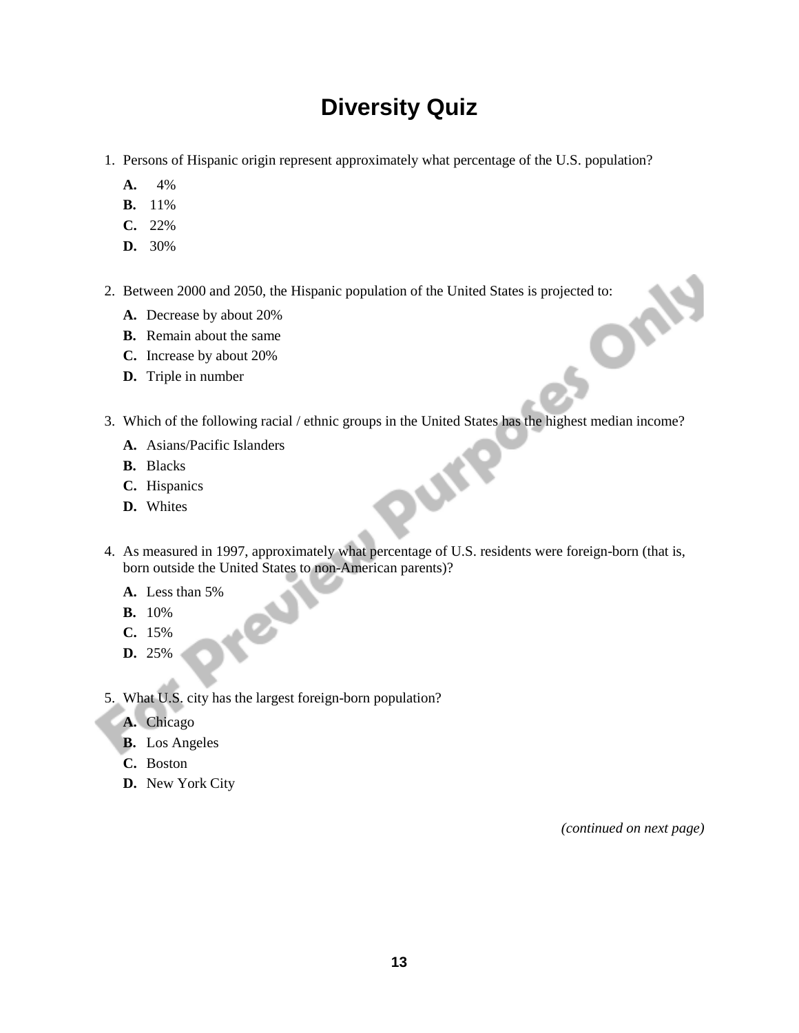# Diversity Quiz

1. Persons of Hispanic origin represent approximately what percentage of the U.S. population?

   **A.** 4%
   **B.** 11%
   **C.** 22%
   **D.** 30%

2. Between 2000 and 2050, the Hispanic population of the United States is projected to:

   **A.** Decrease by about 20%
   **B.** Remain about the same
   **C.** Increase by about 20%
   **D.** Triple in number

3. Which of the following racial / ethnic groups in the United States has the highest median income?

   **A.** Asians/Pacific Islanders
   **B.** Blacks
   **C.** Hispanics
   **D.** Whites

4. As measured in 1997, approximately what percentage of U.S. residents were foreign-born (that is, born outside the United States to non-American parents)?

   **A.** Less than 5%
   **B.** 10%
   **C.** 15%
   **D.** 25%

5. What U.S. city has the largest foreign-born population?

   **A.** Chicago
   **B.** Los Angeles
   **C.** Boston
   **D.** New York City

*(continued on next page)*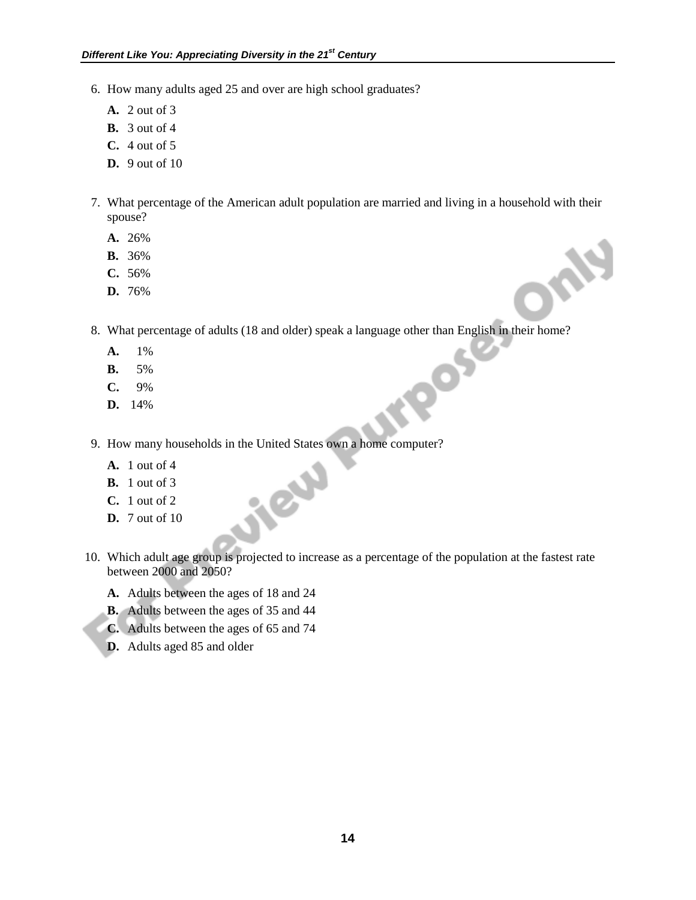6. How many adults aged 25 and over are high school graduates?

   **A.** 2 out of 3
   **B.** 3 out of 4
   **C.** 4 out of 5
   **D.** 9 out of 10

7. What percentage of the American adult population are married and living in a household with their spouse?

   **A.** 26%
   **B.** 36%
   **C.** 56%
   **D.** 76%

8. What percentage of adults (18 and older) speak a language other than English in their home?

   **A.** 1%
   **B.** 5%
   **C.** 9%
   **D.** 14%

9. How many households in the United States own a home computer?

   **A.** 1 out of 4
   **B.** 1 out of 3
   **C.** 1 out of 2
   **D.** 7 out of 10

10. Which adult age group is projected to increase as a percentage of the population at the fastest rate between 2000 and 2050?

    **A.** Adults between the ages of 18 and 24
    **B.** Adults between the ages of 35 and 44
    **C.** Adults between the ages of 65 and 74
    **D.** Adults aged 85 and older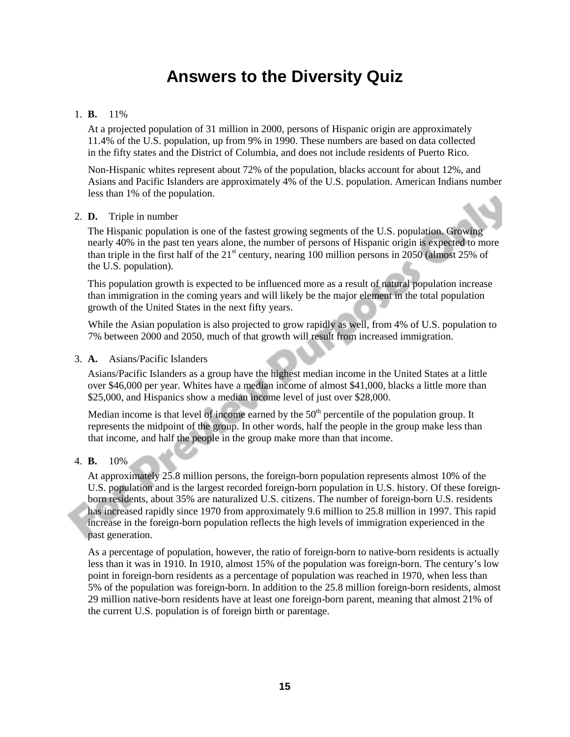# Answers to the Diversity Quiz

1. **B.** 11%

   At a projected population of 31 million in 2000, persons of Hispanic origin are approximately 11.4% of the U.S. population, up from 9% in 1990. These numbers are based on data collected in the fifty states and the District of Columbia, and does not include residents of Puerto Rico.

   Non-Hispanic whites represent about 72% of the population, blacks account for about 12%, and Asians and Pacific Islanders are approximately 4% of the U.S. population. American Indians number less than 1% of the population.

2. **D.** Triple in number

   The Hispanic population is one of the fastest growing segments of the U.S. population. Growing nearly 40% in the past ten years alone, the number of persons of Hispanic origin is expected to more than triple in the first half of the 21st century, nearing 100 million persons in 2050 (almost 25% of the U.S. population).

   This population growth is expected to be influenced more as a result of natural population increase than immigration in the coming years and will likely be the major element in the total population growth of the United States in the next fifty years.

   While the Asian population is also projected to grow rapidly as well, from 4% of U.S. population to 7% between 2000 and 2050, much of that growth will result from increased immigration.

3. **A.** Asians/Pacific Islanders

   Asians/Pacific Islanders as a group have the highest median income in the United States at a little over $46,000 per year. Whites have a median income of almost $41,000, blacks a little more than $25,000, and Hispanics show a median income level of just over $28,000.

   Median income is that level of income earned by the 50th percentile of the population group. It represents the midpoint of the group. In other words, half the people in the group make less than that income, and half the people in the group make more than that income.

4. **B.** 10%

   At approximately 25.8 million persons, the foreign-born population represents almost 10% of the U.S. population and is the largest recorded foreign-born population in U.S. history. Of these foreign-born residents, about 35% are naturalized U.S. citizens. The number of foreign-born U.S. residents has increased rapidly since 1970 from approximately 9.6 million to 25.8 million in 1997. This rapid increase in the foreign-born population reflects the high levels of immigration experienced in the past generation.

   As a percentage of population, however, the ratio of foreign-born to native-born residents is actually less than it was in 1910. In 1910, almost 15% of the population was foreign-born. The century's low point in foreign-born residents as a percentage of population was reached in 1970, when less than 5% of the population was foreign-born. In addition to the 25.8 million foreign-born residents, almost 29 million native-born residents have at least one foreign-born parent, meaning that almost 21% of the current U.S. population is of foreign birth or parentage.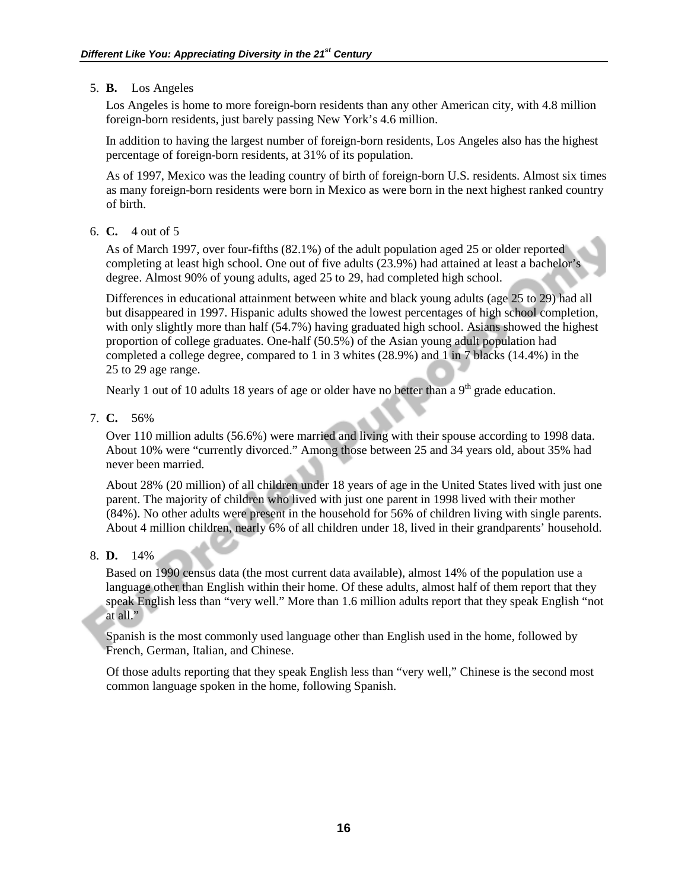5. **B.** Los Angeles

   Los Angeles is home to more foreign-born residents than any other American city, with 4.8 million foreign-born residents, just barely passing New York's 4.6 million.

   In addition to having the largest number of foreign-born residents, Los Angeles also has the highest percentage of foreign-born residents, at 31% of its population.

   As of 1997, Mexico was the leading country of birth of foreign-born U.S. residents. Almost six times as many foreign-born residents were born in Mexico as were born in the next highest ranked country of birth.

6. **C.** 4 out of 5

   As of March 1997, over four-fifths (82.1%) of the adult population aged 25 or older reported completing at least high school. One out of five adults (23.9%) had attained at least a bachelor's degree. Almost 90% of young adults, aged 25 to 29, had completed high school.

   Differences in educational attainment between white and black young adults (age 25 to 29) had all but disappeared in 1997. Hispanic adults showed the lowest percentages of high school completion, with only slightly more than half (54.7%) having graduated high school. Asians showed the highest proportion of college graduates. One-half (50.5%) of the Asian young adult population had completed a college degree, compared to 1 in 3 whites (28.9%) and 1 in 7 blacks (14.4%) in the 25 to 29 age range.

   Nearly 1 out of 10 adults 18 years of age or older have no better than a 9th grade education.

7. **C.** 56%

   Over 110 million adults (56.6%) were married and living with their spouse according to 1998 data. About 10% were "currently divorced." Among those between 25 and 34 years old, about 35% had never been married.

   About 28% (20 million) of all children under 18 years of age in the United States lived with just one parent. The majority of children who lived with just one parent in 1998 lived with their mother (84%). No other adults were present in the household for 56% of children living with single parents. About 4 million children, nearly 6% of all children under 18, lived in their grandparents' household.

8. **D.** 14%

   Based on 1990 census data (the most current data available), almost 14% of the population use a language other than English within their home. Of these adults, almost half of them report that they speak English less than "very well." More than 1.6 million adults report that they speak English "not at all."

   Spanish is the most commonly used language other than English used in the home, followed by French, German, Italian, and Chinese.

   Of those adults reporting that they speak English less than "very well," Chinese is the second most common language spoken in the home, following Spanish.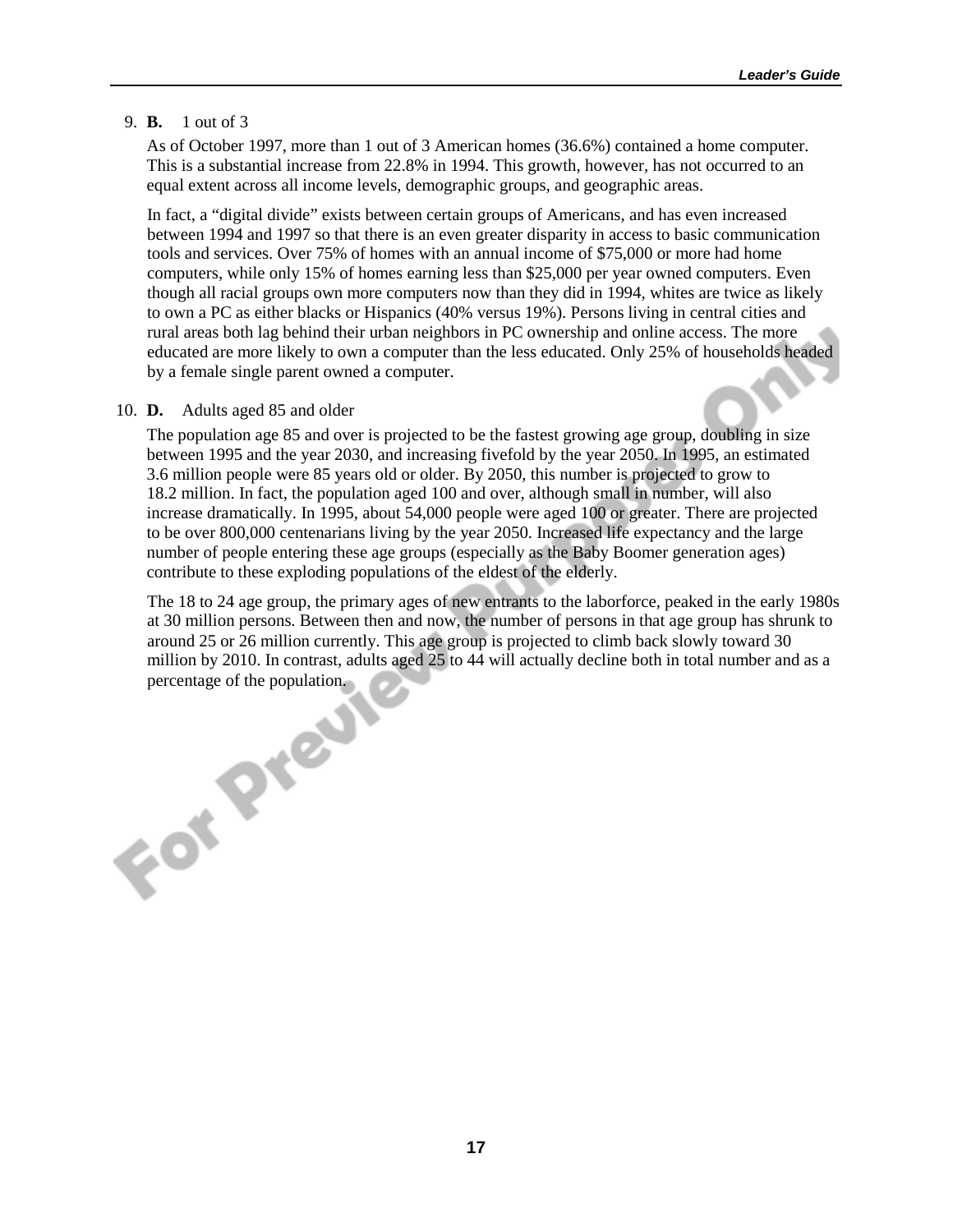9. **B.** 1 out of 3

   As of October 1997, more than 1 out of 3 American homes (36.6%) contained a home computer. This is a substantial increase from 22.8% in 1994. This growth, however, has not occurred to an equal extent across all income levels, demographic groups, and geographic areas.

   In fact, a "digital divide" exists between certain groups of Americans, and has even increased between 1994 and 1997 so that there is an even greater disparity in access to basic communication tools and services. Over 75% of homes with an annual income of $75,000 or more had home computers, while only 15% of homes earning less than $25,000 per year owned computers. Even though all racial groups own more computers now than they did in 1994, whites are twice as likely to own a PC as either blacks or Hispanics (40% versus 19%). Persons living in central cities and rural areas both lag behind their urban neighbors in PC ownership and online access. The more educated are more likely to own a computer than the less educated. Only 25% of households headed by a female single parent owned a computer.

10. **D.** Adults aged 85 and older

    The population age 85 and over is projected to be the fastest growing age group, doubling in size between 1995 and the year 2030, and increasing fivefold by the year 2050. In 1995, an estimated 3.6 million people were 85 years old or older. By 2050, this number is projected to grow to 18.2 million. In fact, the population aged 100 and over, although small in number, will also increase dramatically. In 1995, about 54,000 people were aged 100 or greater. There are projected to be over 800,000 centenarians living by the year 2050. Increased life expectancy and the large number of people entering these age groups (especially as the Baby Boomer generation ages) contribute to these exploding populations of the eldest of the elderly.

    The 18 to 24 age group, the primary ages of new entrants to the laborforce, peaked in the early 1980s at 30 million persons. Between then and now, the number of persons in that age group has shrunk to around 25 or 26 million currently. This age group is projected to climb back slowly toward 30 million by 2010. In contrast, adults aged 25 to 44 will actually decline both in total number and as a percentage of the population.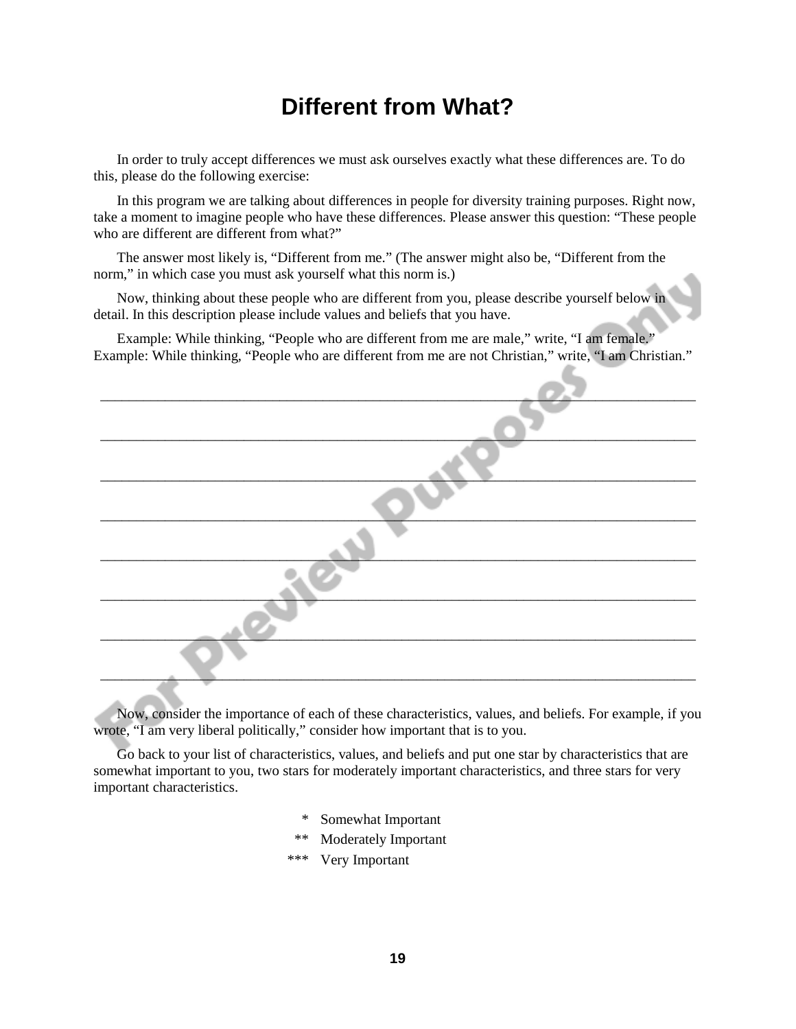# Different from What?

In order to truly accept differences we must ask ourselves exactly what these differences are. To do this, please do the following exercise:

In this program we are talking about differences in people for diversity training purposes. Right now, take a moment to imagine people who have these differences. Please answer this question: "These people who are different are different from what?"

The answer most likely is, "Different from me." (The answer might also be, "Different from the norm," in which case you must ask yourself what this norm is.)

Now, thinking about these people who are different from you, please describe yourself below in detail. In this description please include values and beliefs that you have.

Example: While thinking, "People who are different from me are male," write, "I am female."
Example: While thinking, "People who are different from me are not Christian," write, "I am Christian."

\_\_\_\_\_\_\_\_\_\_\_\_\_\_\_\_\_\_\_\_\_\_\_\_\_\_\_\_\_\_\_\_\_\_\_\_\_\_\_\_\_\_\_\_\_\_\_\_\_\_\_\_\_\_\_\_\_\_\_\_\_\_\_\_\_\_\_\_\_\_\_\_\_\_\_\_\_\_

\_\_\_\_\_\_\_\_\_\_\_\_\_\_\_\_\_\_\_\_\_\_\_\_\_\_\_\_\_\_\_\_\_\_\_\_\_\_\_\_\_\_\_\_\_\_\_\_\_\_\_\_\_\_\_\_\_\_\_\_\_\_\_\_\_\_\_\_\_\_\_\_\_\_\_\_\_\_

\_\_\_\_\_\_\_\_\_\_\_\_\_\_\_\_\_\_\_\_\_\_\_\_\_\_\_\_\_\_\_\_\_\_\_\_\_\_\_\_\_\_\_\_\_\_\_\_\_\_\_\_\_\_\_\_\_\_\_\_\_\_\_\_\_\_\_\_\_\_\_\_\_\_\_\_\_\_

\_\_\_\_\_\_\_\_\_\_\_\_\_\_\_\_\_\_\_\_\_\_\_\_\_\_\_\_\_\_\_\_\_\_\_\_\_\_\_\_\_\_\_\_\_\_\_\_\_\_\_\_\_\_\_\_\_\_\_\_\_\_\_\_\_\_\_\_\_\_\_\_\_\_\_\_\_\_

\_\_\_\_\_\_\_\_\_\_\_\_\_\_\_\_\_\_\_\_\_\_\_\_\_\_\_\_\_\_\_\_\_\_\_\_\_\_\_\_\_\_\_\_\_\_\_\_\_\_\_\_\_\_\_\_\_\_\_\_\_\_\_\_\_\_\_\_\_\_\_\_\_\_\_\_\_\_

\_\_\_\_\_\_\_\_\_\_\_\_\_\_\_\_\_\_\_\_\_\_\_\_\_\_\_\_\_\_\_\_\_\_\_\_\_\_\_\_\_\_\_\_\_\_\_\_\_\_\_\_\_\_\_\_\_\_\_\_\_\_\_\_\_\_\_\_\_\_\_\_\_\_\_\_\_\_

\_\_\_\_\_\_\_\_\_\_\_\_\_\_\_\_\_\_\_\_\_\_\_\_\_\_\_\_\_\_\_\_\_\_\_\_\_\_\_\_\_\_\_\_\_\_\_\_\_\_\_\_\_\_\_\_\_\_\_\_\_\_\_\_\_\_\_\_\_\_\_\_\_\_\_\_\_\_

\_\_\_\_\_\_\_\_\_\_\_\_\_\_\_\_\_\_\_\_\_\_\_\_\_\_\_\_\_\_\_\_\_\_\_\_\_\_\_\_\_\_\_\_\_\_\_\_\_\_\_\_\_\_\_\_\_\_\_\_\_\_\_\_\_\_\_\_\_\_\_\_\_\_\_\_\_\_

Now, consider the importance of each of these characteristics, values, and beliefs. For example, if you wrote, "I am very liberal politically," consider how important that is to you.

Go back to your list of characteristics, values, and beliefs and put one star by characteristics that are somewhat important to you, two stars for moderately important characteristics, and three stars for very important characteristics.

\* Somewhat Important
\*\* Moderately Important
\*\*\* Very Important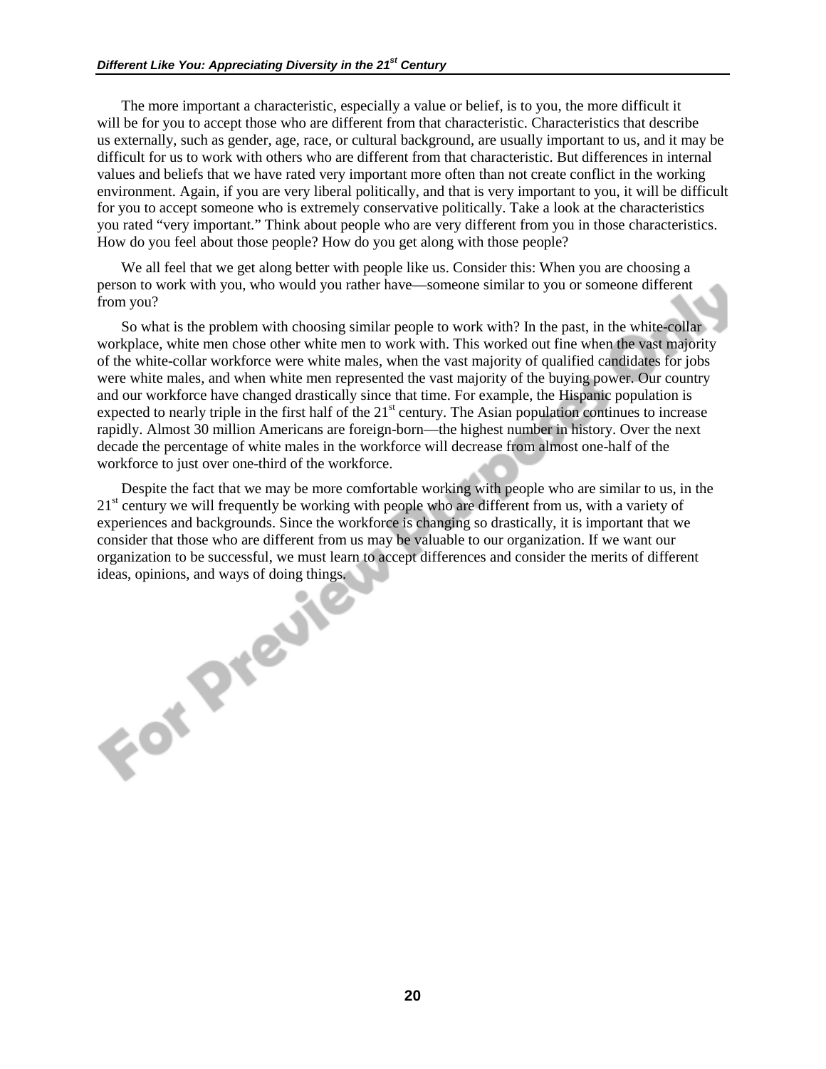The more important a characteristic, especially a value or belief, is to you, the more difficult it will be for you to accept those who are different from that characteristic. Characteristics that describe us externally, such as gender, age, race, or cultural background, are usually important to us, and it may be difficult for us to work with others who are different from that characteristic. But differences in internal values and beliefs that we have rated very important more often than not create conflict in the working environment. Again, if you are very liberal politically, and that is very important to you, it will be difficult for you to accept someone who is extremely conservative politically. Take a look at the characteristics you rated "very important." Think about people who are very different from you in those characteristics. How do you feel about those people? How do you get along with those people?

We all feel that we get along better with people like us. Consider this: When you are choosing a person to work with you, who would you rather have—someone similar to you or someone different from you?

So what is the problem with choosing similar people to work with? In the past, in the white-collar workplace, white men chose other white men to work with. This worked out fine when the vast majority of the white-collar workforce were white males, when the vast majority of qualified candidates for jobs were white males, and when white men represented the vast majority of the buying power. Our country and our workforce have changed drastically since that time. For example, the Hispanic population is expected to nearly triple in the first half of the 21st century. The Asian population continues to increase rapidly. Almost 30 million Americans are foreign-born—the highest number in history. Over the next decade the percentage of white males in the workforce will decrease from almost one-half of the workforce to just over one-third of the workforce.

Despite the fact that we may be more comfortable working with people who are similar to us, in the 21st century we will frequently be working with people who are different from us, with a variety of experiences and backgrounds. Since the workforce is changing so drastically, it is important that we consider that those who are different from us may be valuable to our organization. If we want our organization to be successful, we must learn to accept differences and consider the merits of different ideas, opinions, and ways of doing things.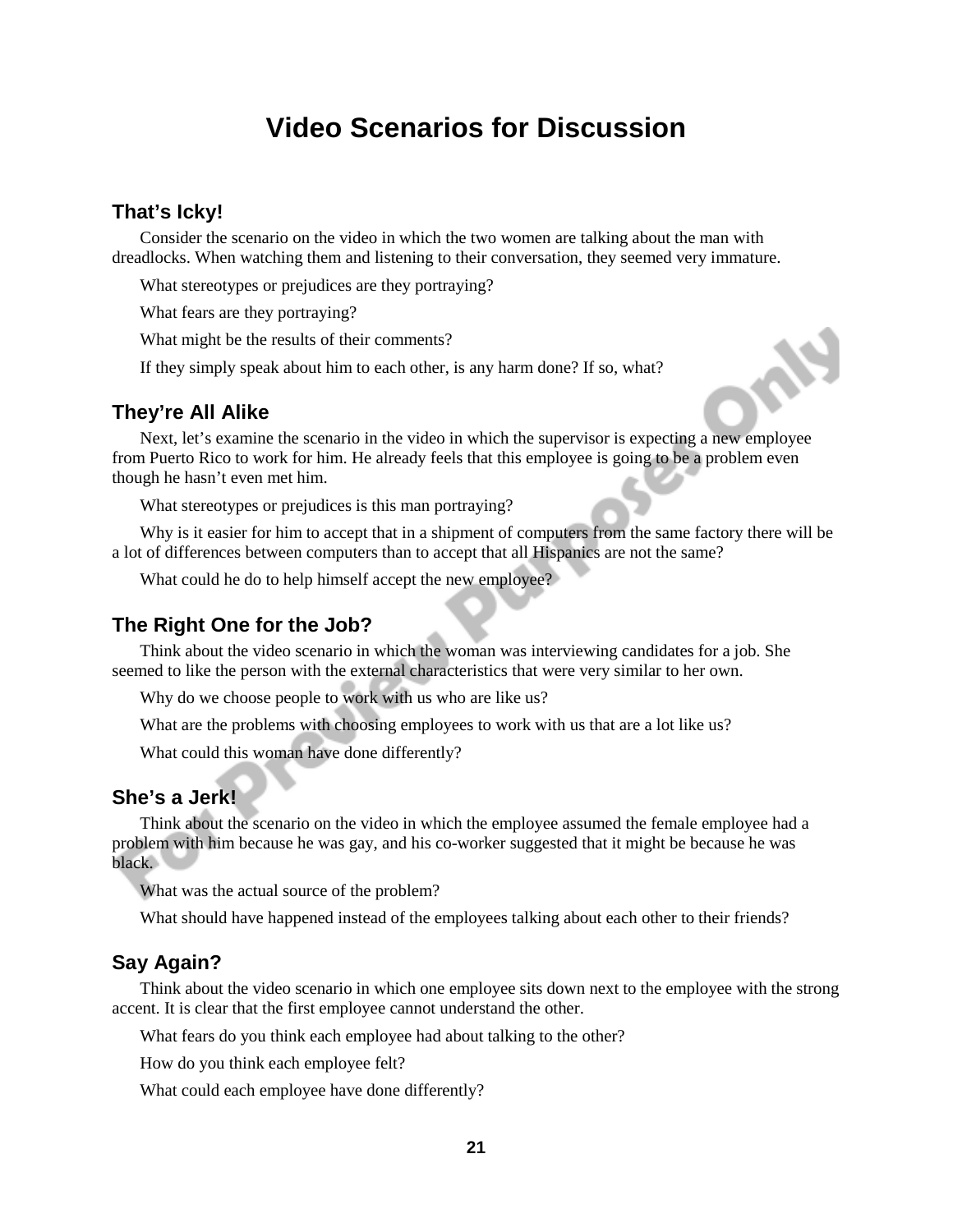# Video Scenarios for Discussion

## That's Icky!

Consider the scenario on the video in which the two women are talking about the man with dreadlocks. When watching them and listening to their conversation, they seemed very immature.

What stereotypes or prejudices are they portraying?

What fears are they portraying?

What might be the results of their comments?

If they simply speak about him to each other, is any harm done? If so, what?

## They're All Alike

Next, let's examine the scenario in the video in which the supervisor is expecting a new employee from Puerto Rico to work for him. He already feels that this employee is going to be a problem even though he hasn't even met him.

What stereotypes or prejudices is this man portraying?

Why is it easier for him to accept that in a shipment of computers from the same factory there will be a lot of differences between computers than to accept that all Hispanics are not the same?

What could he do to help himself accept the new employee?

## The Right One for the Job?

Think about the video scenario in which the woman was interviewing candidates for a job. She seemed to like the person with the external characteristics that were very similar to her own.

Why do we choose people to work with us who are like us?

What are the problems with choosing employees to work with us that are a lot like us?

What could this woman have done differently?

## She's a Jerk!

Think about the scenario on the video in which the employee assumed the female employee had a problem with him because he was gay, and his co-worker suggested that it might be because he was black.

What was the actual source of the problem?

What should have happened instead of the employees talking about each other to their friends?

## Say Again?

Think about the video scenario in which one employee sits down next to the employee with the strong accent. It is clear that the first employee cannot understand the other.

What fears do you think each employee had about talking to the other?

How do you think each employee felt?

What could each employee have done differently?